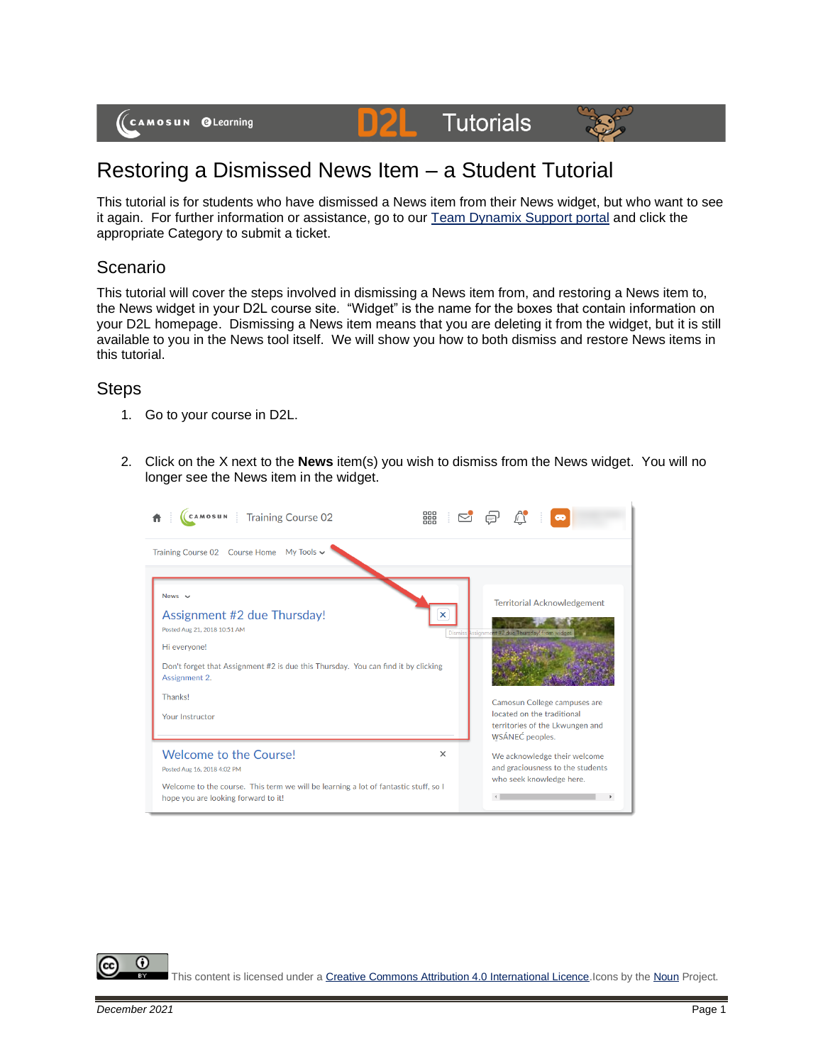# Restoring a Dismissed News Item – a Student Tutorial

This tutorial is for students who have dismissed a News item from their News widget, but who want to see it again. For further information or assistance, go to our Team Dynamix Support portal and click the appropriate Category to submit a ticket.

## Scenario

This tutorial will cover the steps involved in dismissing a News item from, and restoring a News item to, the News widget in your D2L course site. "Widget" is the name for the boxes that contain information on your D2L homepage. Dismissing a News item means that you are deleting it from the widget, but it is still available to you in the News tool itself. We will show you how to both dismiss and restore News items in this tutorial.

## Steps

1. Go to your course in D2L.

2. Click on the X next to the **News** item(s) you wish to dismiss from the News widget. You will no longer see the News item in the widget.

This content is licensed under a Creative Commons Attribution 4.0 International Licence. Icons by the Noun Project.

*December 2021*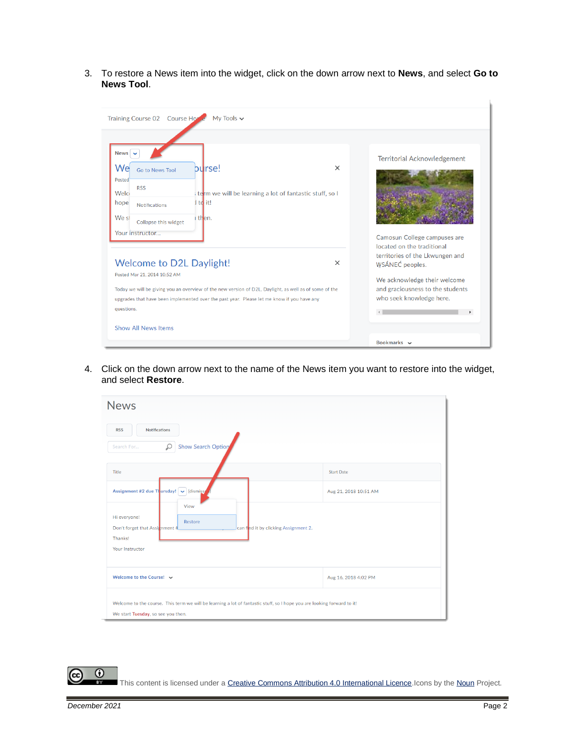3. To restore a News item into the widget, click on the down arrow next to **News**, and select **Go to News Tool**.

4. Click on the down arrow next to the name of the News item you want to restore into the widget, and select **Restore**.

This content is licensed under a Creative Commons Attribution 4.0 International Licence. Icons by the Noun Project.

*December 2021*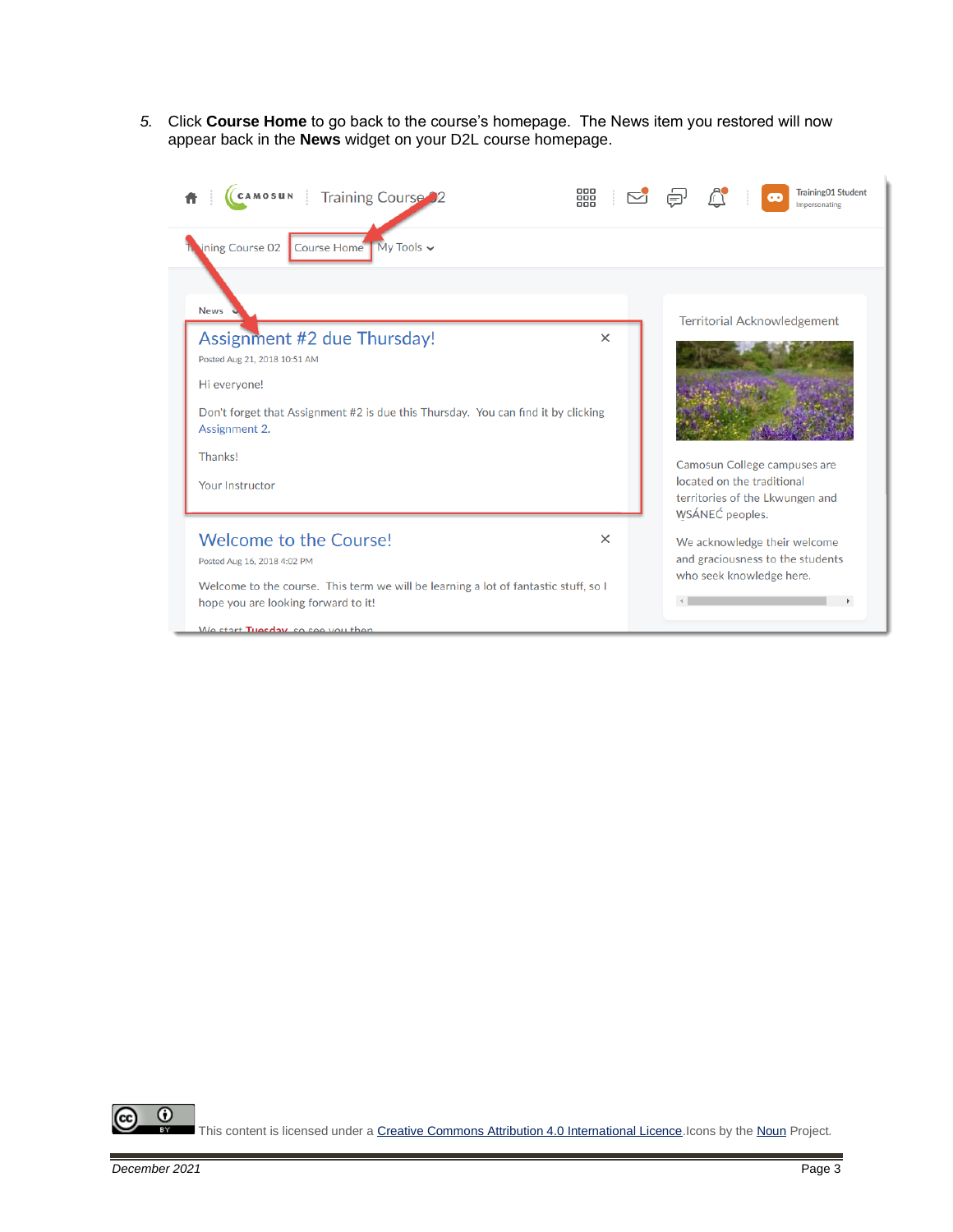5. Click **Course Home** to go back to the course's homepage. The News item you restored will now appear back in the **News** widget on your D2L course homepage.

This content is licensed under a Creative Commons Attribution 4.0 International Licence. Icons by the Noun Project.

December 2021